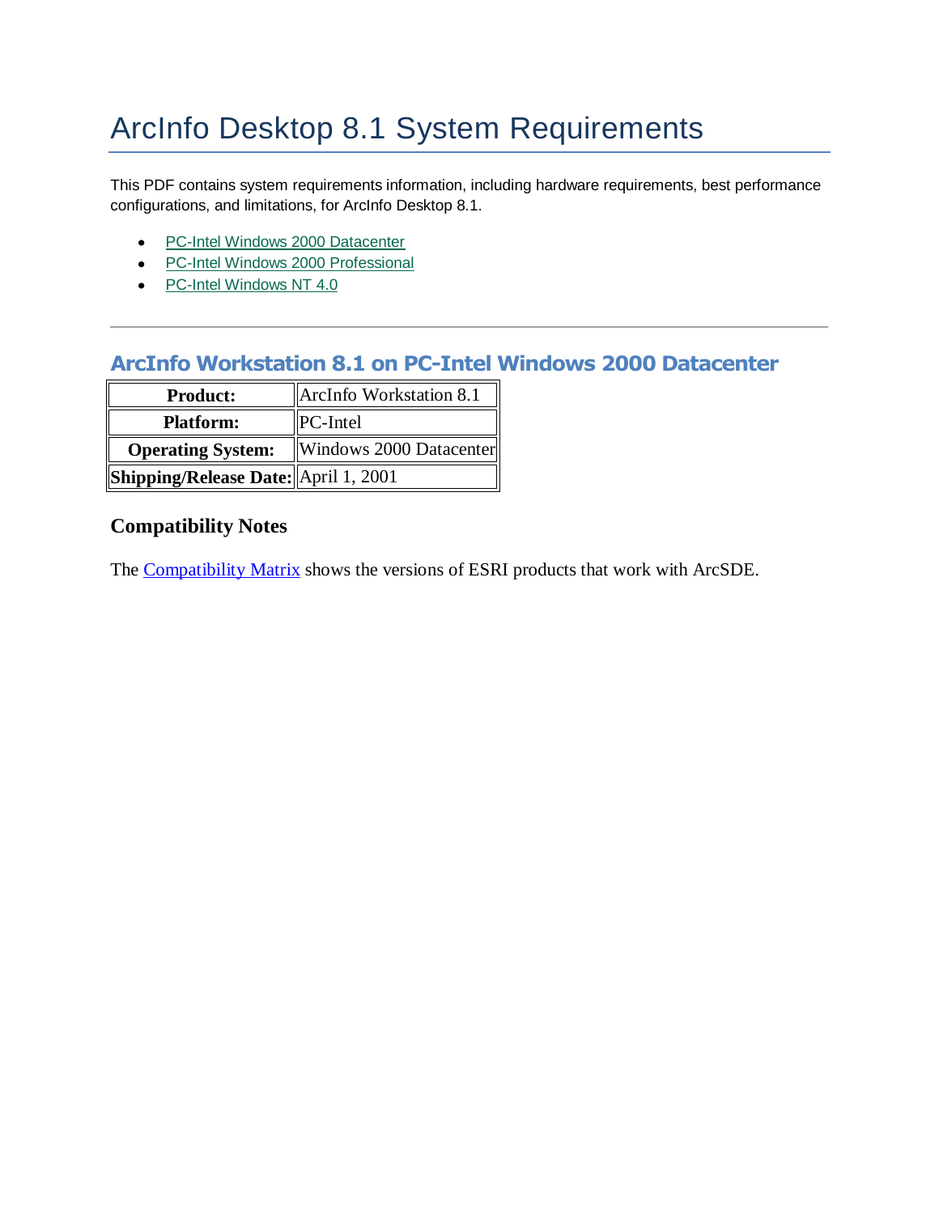# ArcInfo Desktop 8.1 System Requirements

This PDF contains system requirements information, including hardware requirements, best performance configurations, and limitations, for ArcInfo Desktop 8.1.

- PC-Intel Windows 2000 Datacenter
- PC-Intel Windows 2000 Professional
- PC-Intel Windows NT 4.0

---

## ArcInfo Workstation 8.1 on PC-Intel Windows 2000 Datacenter

| **Product:** | ArcInfo Workstation 8.1 |
|---|---|
| **Platform:** | PC-Intel |
| **Operating System:** | Windows 2000 Datacenter |
| **Shipping/Release Date:** | April 1, 2001 |

### Compatibility Notes

The Compatibility Matrix shows the versions of ESRI products that work with ArcSDE.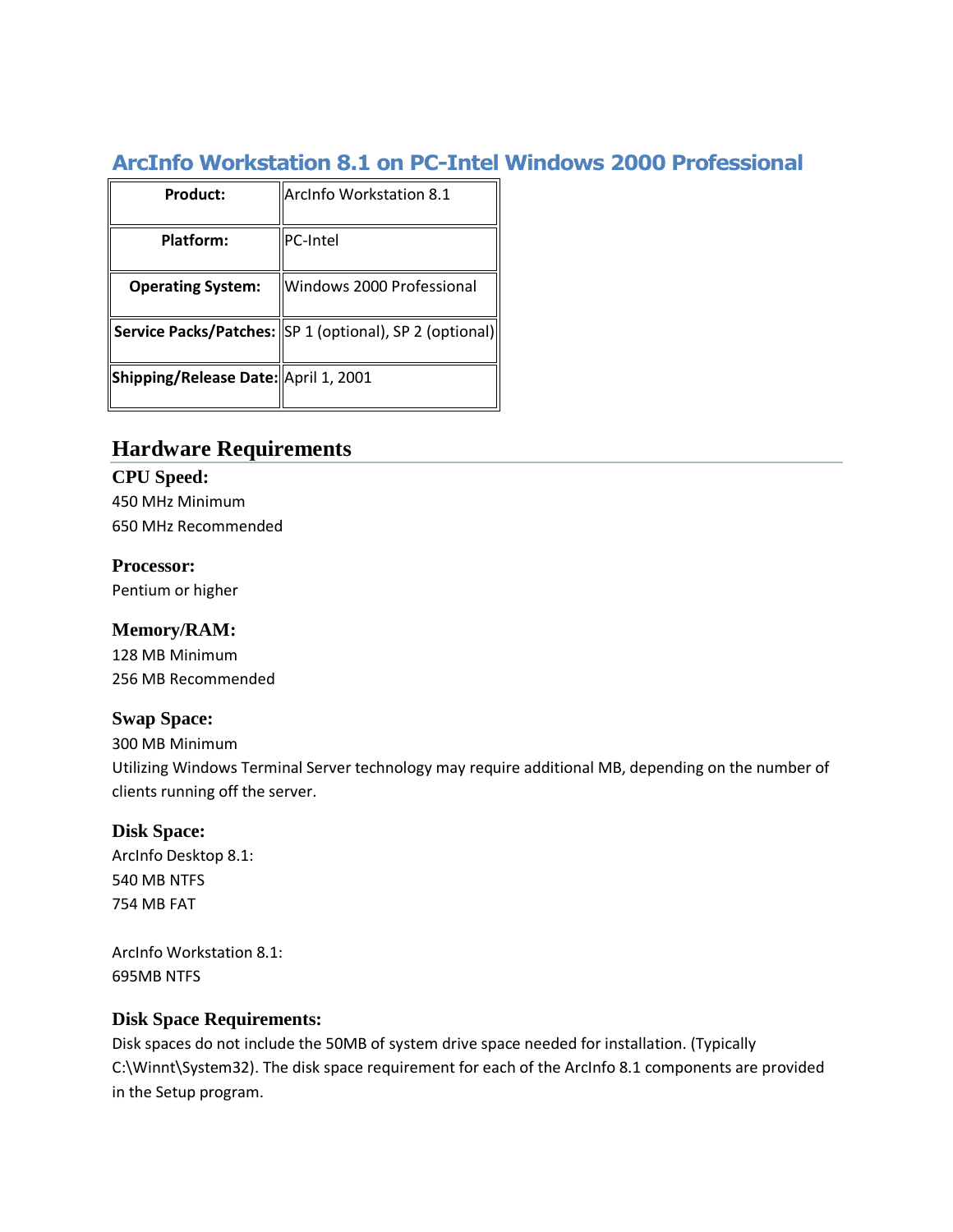## ArcInfo Workstation 8.1 on PC-Intel Windows 2000 Professional

| **Product:** | ArcInfo Workstation 8.1 |
|---|---|
| **Platform:** | PC-Intel |
| **Operating System:** | Windows 2000 Professional |
| **Service Packs/Patches:** | SP 1 (optional), SP 2 (optional) |
| **Shipping/Release Date:** | April 1, 2001 |

## Hardware Requirements

### CPU Speed:

450 MHz Minimum
650 MHz Recommended

### Processor:

Pentium or higher

### Memory/RAM:

128 MB Minimum
256 MB Recommended

### Swap Space:

300 MB Minimum
Utilizing Windows Terminal Server technology may require additional MB, depending on the number of clients running off the server.

### Disk Space:

ArcInfo Desktop 8.1:
540 MB NTFS
754 MB FAT

ArcInfo Workstation 8.1:
695MB NTFS

### Disk Space Requirements:

Disk spaces do not include the 50MB of system drive space needed for installation. (Typically C:\Winnt\System32). The disk space requirement for each of the ArcInfo 8.1 components are provided in the Setup program.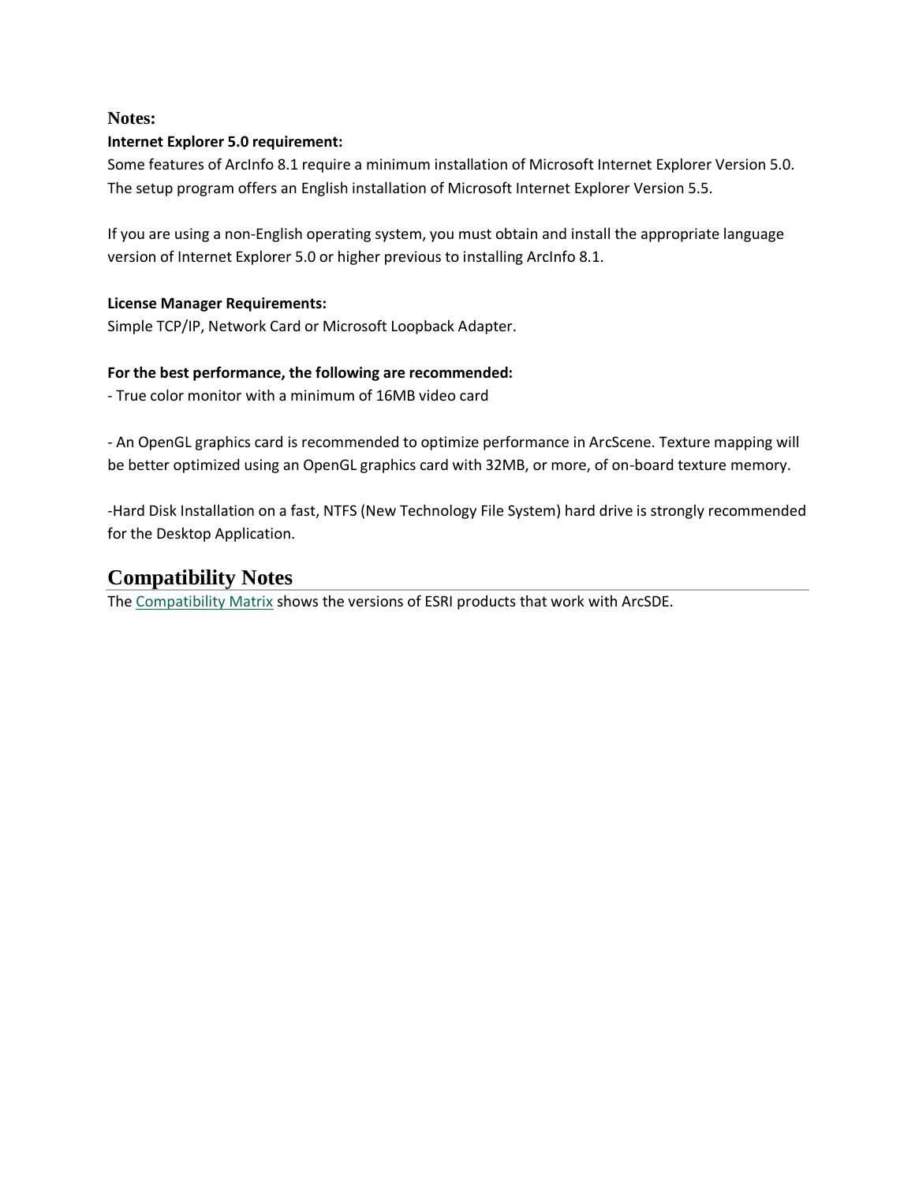**Notes:**

**Internet Explorer 5.0 requirement:**

Some features of ArcInfo 8.1 require a minimum installation of Microsoft Internet Explorer Version 5.0. The setup program offers an English installation of Microsoft Internet Explorer Version 5.5.

If you are using a non-English operating system, you must obtain and install the appropriate language version of Internet Explorer 5.0 or higher previous to installing ArcInfo 8.1.

**License Manager Requirements:**

Simple TCP/IP, Network Card or Microsoft Loopback Adapter.

**For the best performance, the following are recommended:**

- True color monitor with a minimum of 16MB video card

- An OpenGL graphics card is recommended to optimize performance in ArcScene. Texture mapping will be better optimized using an OpenGL graphics card with 32MB, or more, of on-board texture memory.

-Hard Disk Installation on a fast, NTFS (New Technology File System) hard drive is strongly recommended for the Desktop Application.

## Compatibility Notes

The Compatibility Matrix shows the versions of ESRI products that work with ArcSDE.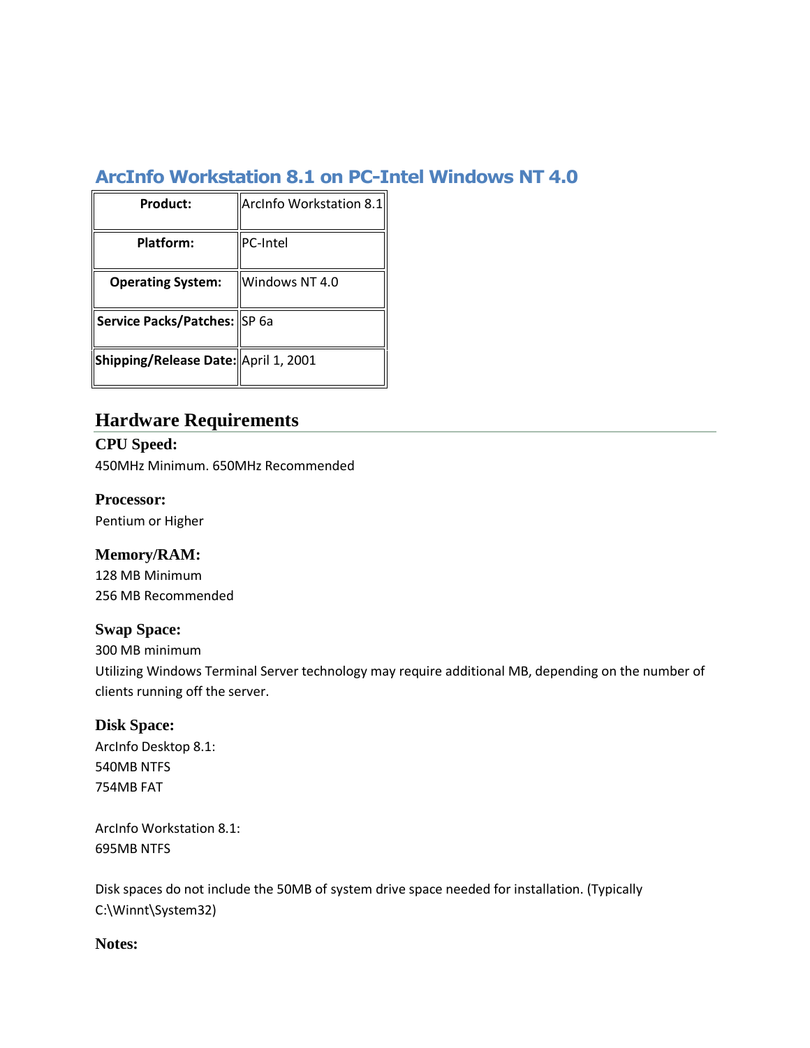## ArcInfo Workstation 8.1 on PC-Intel Windows NT 4.0

| **Product:** | ArcInfo Workstation 8.1 |
|---|---|
| **Platform:** | PC-Intel |
| **Operating System:** | Windows NT 4.0 |
| **Service Packs/Patches:** | SP 6a |
| **Shipping/Release Date:** | April 1, 2001 |

## Hardware Requirements

### CPU Speed:

450MHz Minimum. 650MHz Recommended

### Processor:

Pentium or Higher

### Memory/RAM:

128 MB Minimum
256 MB Recommended

### Swap Space:

300 MB minimum
Utilizing Windows Terminal Server technology may require additional MB, depending on the number of clients running off the server.

### Disk Space:

ArcInfo Desktop 8.1:
540MB NTFS
754MB FAT

ArcInfo Workstation 8.1:
695MB NTFS

Disk spaces do not include the 50MB of system drive space needed for installation. (Typically C:\Winnt\System32)

### Notes: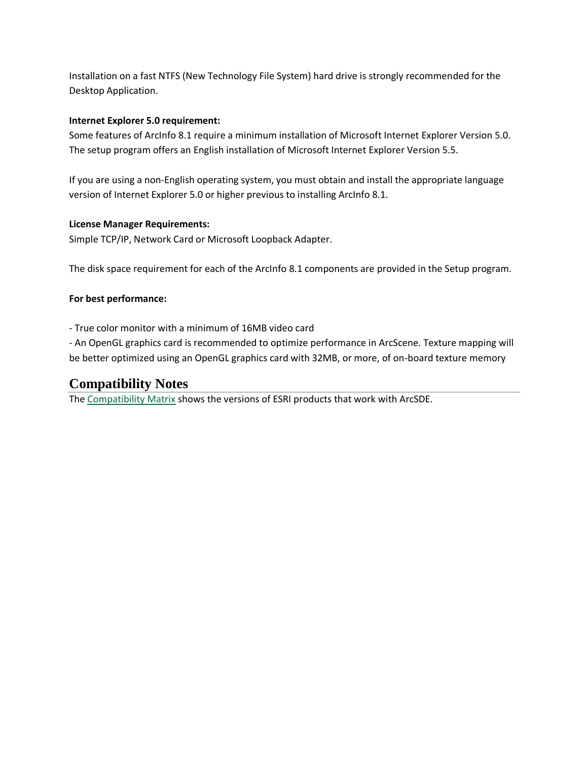Installation on a fast NTFS (New Technology File System) hard drive is strongly recommended for the Desktop Application.

**Internet Explorer 5.0 requirement:**
Some features of ArcInfo 8.1 require a minimum installation of Microsoft Internet Explorer Version 5.0. The setup program offers an English installation of Microsoft Internet Explorer Version 5.5.

If you are using a non-English operating system, you must obtain and install the appropriate language version of Internet Explorer 5.0 or higher previous to installing ArcInfo 8.1.

**License Manager Requirements:**
Simple TCP/IP, Network Card or Microsoft Loopback Adapter.

The disk space requirement for each of the ArcInfo 8.1 components are provided in the Setup program.

**For best performance:**

- True color monitor with a minimum of 16MB video card
- An OpenGL graphics card is recommended to optimize performance in ArcScene. Texture mapping will be better optimized using an OpenGL graphics card with 32MB, or more, of on-board texture memory

## Compatibility Notes

The Compatibility Matrix shows the versions of ESRI products that work with ArcSDE.